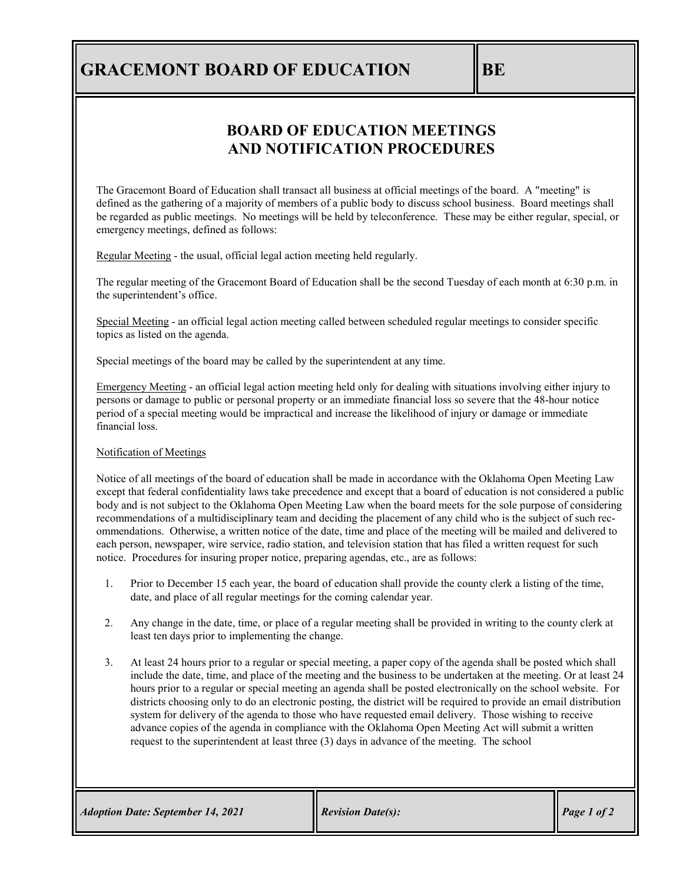# GRACEMONT BOARD OF EDUCATION

**BE**

## BOARD OF EDUCATION MEETINGS AND NOTIFICATION PROCEDURES

The Gracemont Board of Education shall transact all business at official meetings of the board. A "meeting" is defined as the gathering of a majority of members of a public body to discuss school business. Board meetings shall be regarded as public meetings. No meetings will be held by teleconference. These may be either regular, special, or emergency meetings, defined as follows:

Regular Meeting - the usual, official legal action meeting held regularly.

The regular meeting of the Gracemont Board of Education shall be the second Tuesday of each month at 6:30 p.m. in the superintendent's office.

Special Meeting - an official legal action meeting called between scheduled regular meetings to consider specific topics as listed on the agenda.

Special meetings of the board may be called by the superintendent at any time.

Emergency Meeting - an official legal action meeting held only for dealing with situations involving either injury to persons or damage to public or personal property or an immediate financial loss so severe that the 48-hour notice period of a special meeting would be impractical and increase the likelihood of injury or damage or immediate financial loss.

Notification of Meetings

Notice of all meetings of the board of education shall be made in accordance with the Oklahoma Open Meeting Law except that federal confidentiality laws take precedence and except that a board of education is not considered a public body and is not subject to the Oklahoma Open Meeting Law when the board meets for the sole purpose of considering recommendations of a multidisciplinary team and deciding the placement of any child who is the subject of such recommendations. Otherwise, a written notice of the date, time and place of the meeting will be mailed and delivered to each person, newspaper, wire service, radio station, and television station that has filed a written request for such notice. Procedures for insuring proper notice, preparing agendas, etc., are as follows:

1. Prior to December 15 each year, the board of education shall provide the county clerk a listing of the time, date, and place of all regular meetings for the coming calendar year.

2. Any change in the date, time, or place of a regular meeting shall be provided in writing to the county clerk at least ten days prior to implementing the change.

3. At least 24 hours prior to a regular or special meeting, a paper copy of the agenda shall be posted which shall include the date, time, and place of the meeting and the business to be undertaken at the meeting. Or at least 24 hours prior to a regular or special meeting an agenda shall be posted electronically on the school website. For districts choosing only to do an electronic posting, the district will be required to provide an email distribution system for delivery of the agenda to those who have requested email delivery. Those wishing to receive advance copies of the agenda in compliance with the Oklahoma Open Meeting Act will submit a written request to the superintendent at least three (3) days in advance of the meeting. The school

*Adoption Date: September 14, 2021* | *Revision Date(s):*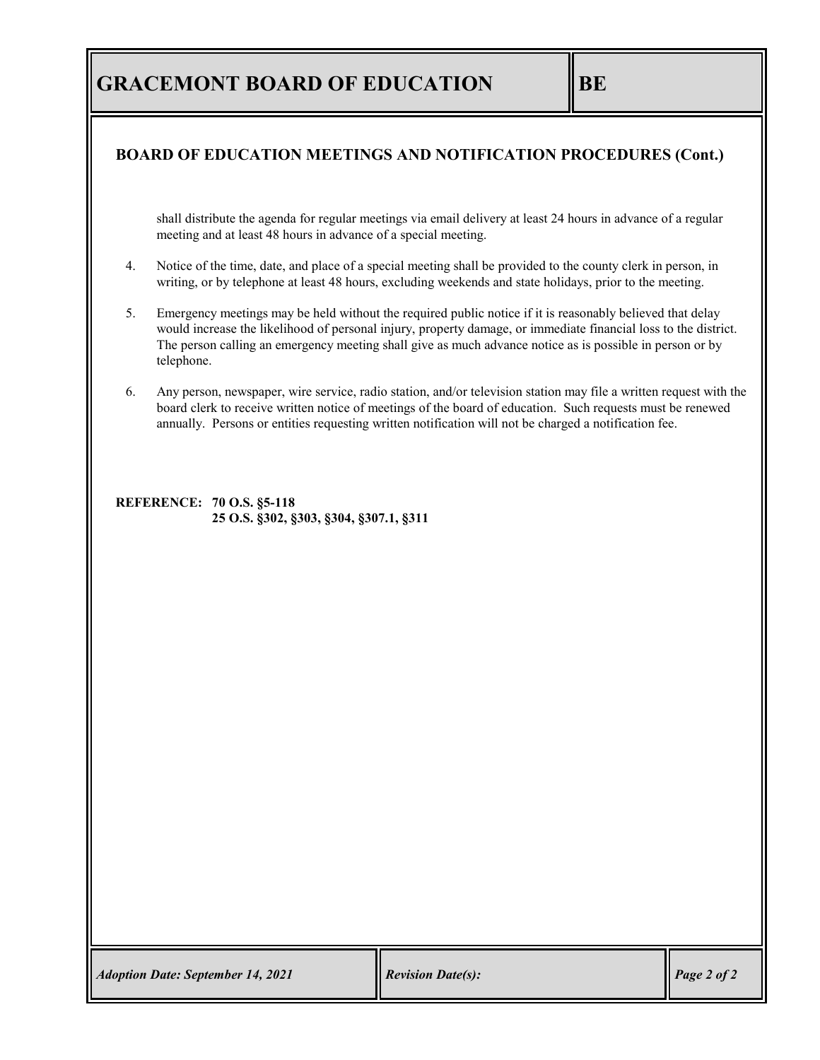## BOARD OF EDUCATION MEETINGS AND NOTIFICATION PROCEDURES (Cont.)

shall distribute the agenda for regular meetings via email delivery at least 24 hours in advance of a regular meeting and at least 48 hours in advance of a special meeting.

4. Notice of the time, date, and place of a special meeting shall be provided to the county clerk in person, in writing, or by telephone at least 48 hours, excluding weekends and state holidays, prior to the meeting.

5. Emergency meetings may be held without the required public notice if it is reasonably believed that delay would increase the likelihood of personal injury, property damage, or immediate financial loss to the district. The person calling an emergency meeting shall give as much advance notice as is possible in person or by telephone.

6. Any person, newspaper, wire service, radio station, and/or television station may file a written request with the board clerk to receive written notice of meetings of the board of education. Such requests must be renewed annually. Persons or entities requesting written notification will not be charged a notification fee.

**REFERENCE: 70 O.S. §5-118**
**25 O.S. §302, §303, §304, §307.1, §311**

*Adoption Date: September 14, 2021* | *Revision Date(s):*